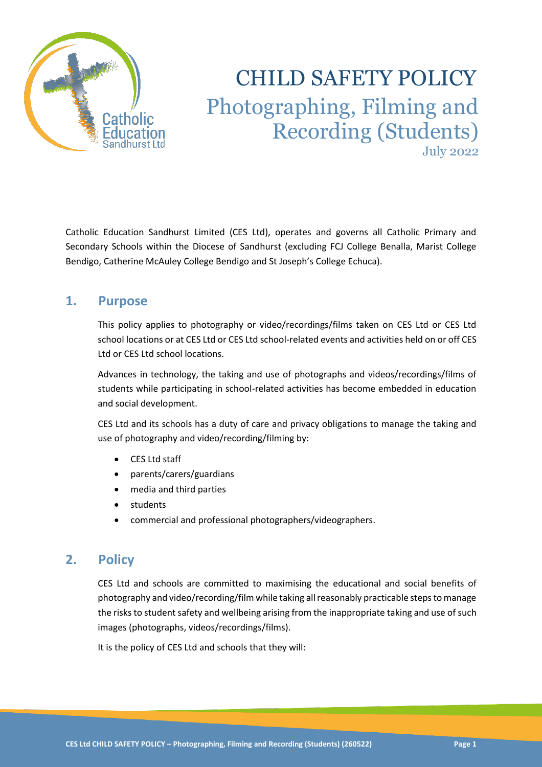# CHILD SAFETY POLICY

## Photographing, Filming and Recording (Students)

July 2022

Catholic Education Sandhurst Limited (CES Ltd), operates and governs all Catholic Primary and Secondary Schools within the Diocese of Sandhurst (excluding FCJ College Benalla, Marist College Bendigo, Catherine McAuley College Bendigo and St Joseph's College Echuca).

## 1. Purpose

This policy applies to photography or video/recordings/films taken on CES Ltd or CES Ltd school locations or at CES Ltd or CES Ltd school-related events and activities held on or off CES Ltd or CES Ltd school locations.

Advances in technology, the taking and use of photographs and videos/recordings/films of students while participating in school-related activities has become embedded in education and social development.

CES Ltd and its schools has a duty of care and privacy obligations to manage the taking and use of photography and video/recording/filming by:

- CES Ltd staff
- parents/carers/guardians
- media and third parties
- students
- commercial and professional photographers/videographers.

## 2. Policy

CES Ltd and schools are committed to maximising the educational and social benefits of photography and video/recording/film while taking all reasonably practicable steps to manage the risks to student safety and wellbeing arising from the inappropriate taking and use of such images (photographs, videos/recordings/films).

It is the policy of CES Ltd and schools that they will: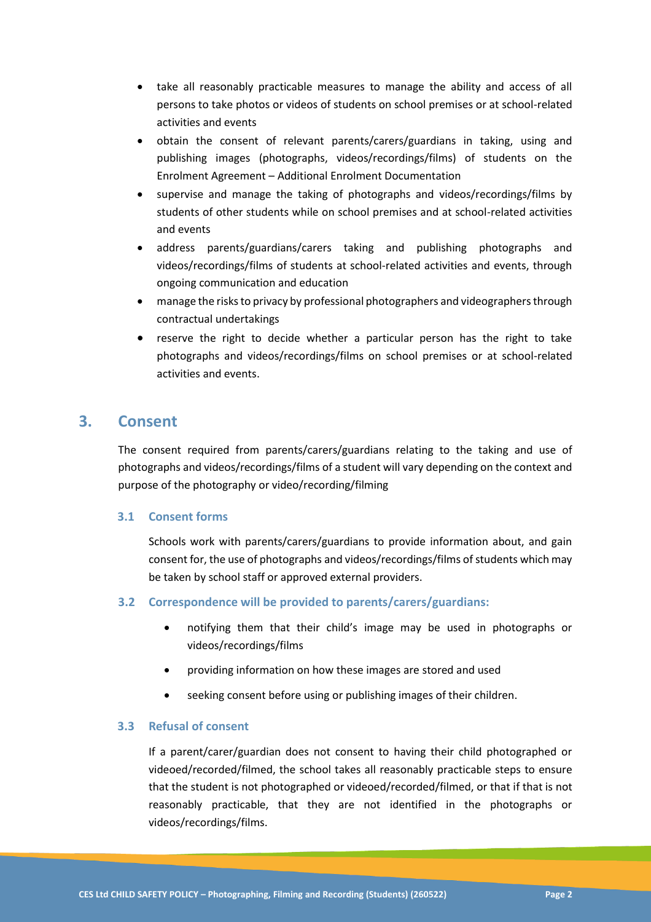- take all reasonably practicable measures to manage the ability and access of all persons to take photos or videos of students on school premises or at school-related activities and events
- obtain the consent of relevant parents/carers/guardians in taking, using and publishing images (photographs, videos/recordings/films) of students on the Enrolment Agreement – Additional Enrolment Documentation
- supervise and manage the taking of photographs and videos/recordings/films by students of other students while on school premises and at school-related activities and events
- address parents/guardians/carers taking and publishing photographs and videos/recordings/films of students at school-related activities and events, through ongoing communication and education
- manage the risks to privacy by professional photographers and videographers through contractual undertakings
- reserve the right to decide whether a particular person has the right to take photographs and videos/recordings/films on school premises or at school-related activities and events.

## 3. Consent

The consent required from parents/carers/guardians relating to the taking and use of photographs and videos/recordings/films of a student will vary depending on the context and purpose of the photography or video/recording/filming

### 3.1 Consent forms

Schools work with parents/carers/guardians to provide information about, and gain consent for, the use of photographs and videos/recordings/films of students which may be taken by school staff or approved external providers.

### 3.2 Correspondence will be provided to parents/carers/guardians:

- notifying them that their child's image may be used in photographs or videos/recordings/films
- providing information on how these images are stored and used
- seeking consent before using or publishing images of their children.

### 3.3 Refusal of consent

If a parent/carer/guardian does not consent to having their child photographed or videoed/recorded/filmed, the school takes all reasonably practicable steps to ensure that the student is not photographed or videoed/recorded/filmed, or that if that is not reasonably practicable, that they are not identified in the photographs or videos/recordings/films.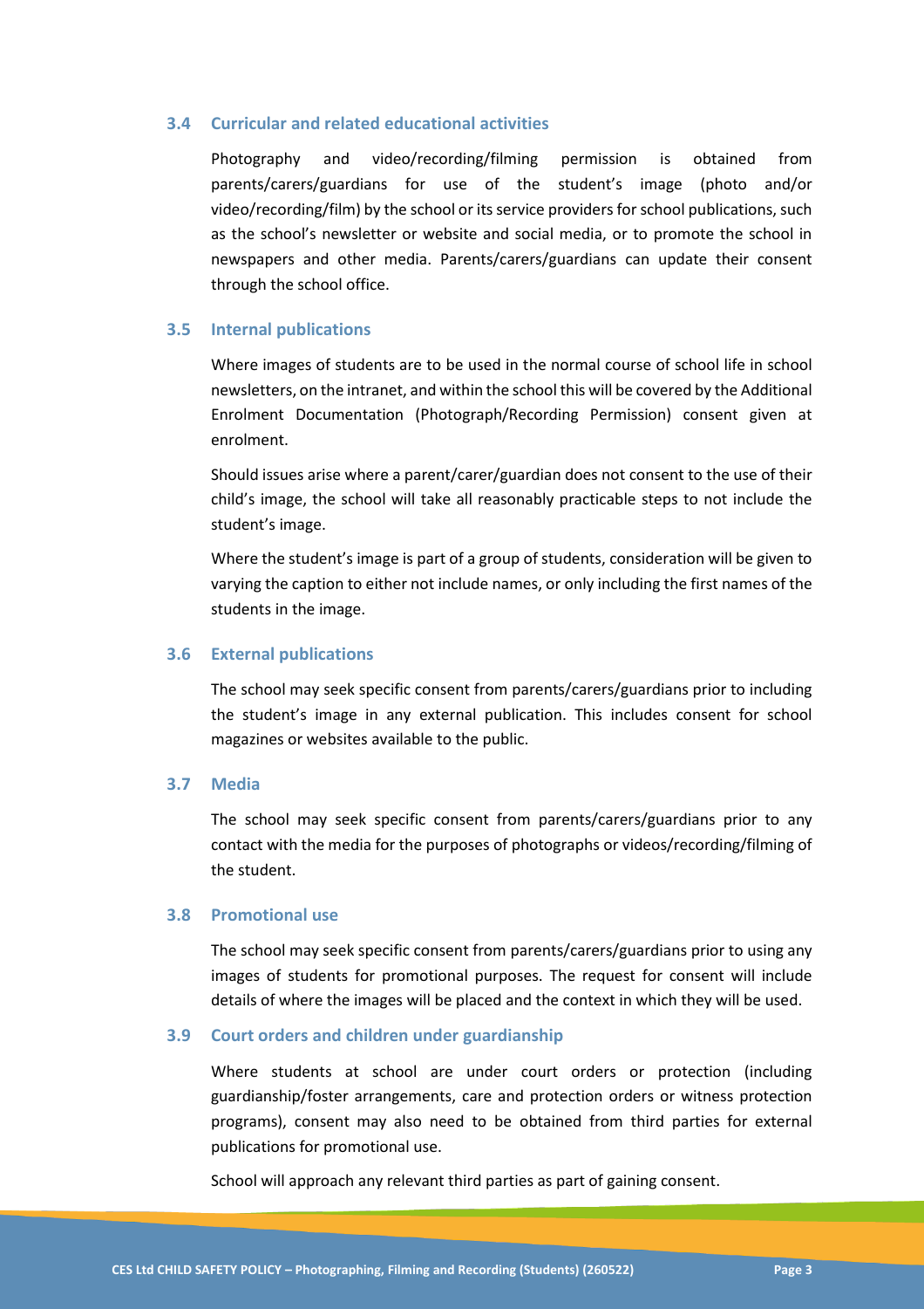### 3.4 Curricular and related educational activities

Photography and video/recording/filming permission is obtained from parents/carers/guardians for use of the student's image (photo and/or video/recording/film) by the school or its service providers for school publications, such as the school's newsletter or website and social media, or to promote the school in newspapers and other media. Parents/carers/guardians can update their consent through the school office.

### 3.5 Internal publications

Where images of students are to be used in the normal course of school life in school newsletters, on the intranet, and within the school this will be covered by the Additional Enrolment Documentation (Photograph/Recording Permission) consent given at enrolment.

Should issues arise where a parent/carer/guardian does not consent to the use of their child's image, the school will take all reasonably practicable steps to not include the student's image.

Where the student's image is part of a group of students, consideration will be given to varying the caption to either not include names, or only including the first names of the students in the image.

### 3.6 External publications

The school may seek specific consent from parents/carers/guardians prior to including the student's image in any external publication. This includes consent for school magazines or websites available to the public.

### 3.7 Media

The school may seek specific consent from parents/carers/guardians prior to any contact with the media for the purposes of photographs or videos/recording/filming of the student.

### 3.8 Promotional use

The school may seek specific consent from parents/carers/guardians prior to using any images of students for promotional purposes. The request for consent will include details of where the images will be placed and the context in which they will be used.

### 3.9 Court orders and children under guardianship

Where students at school are under court orders or protection (including guardianship/foster arrangements, care and protection orders or witness protection programs), consent may also need to be obtained from third parties for external publications for promotional use.

School will approach any relevant third parties as part of gaining consent.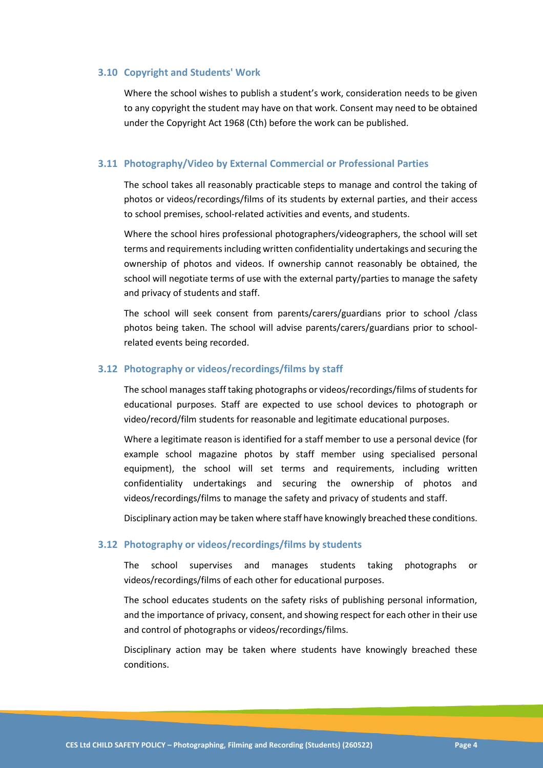### 3.10 Copyright and Students' Work

Where the school wishes to publish a student's work, consideration needs to be given to any copyright the student may have on that work. Consent may need to be obtained under the Copyright Act 1968 (Cth) before the work can be published.

### 3.11 Photography/Video by External Commercial or Professional Parties

The school takes all reasonably practicable steps to manage and control the taking of photos or videos/recordings/films of its students by external parties, and their access to school premises, school-related activities and events, and students.

Where the school hires professional photographers/videographers, the school will set terms and requirements including written confidentiality undertakings and securing the ownership of photos and videos. If ownership cannot reasonably be obtained, the school will negotiate terms of use with the external party/parties to manage the safety and privacy of students and staff.

The school will seek consent from parents/carers/guardians prior to school /class photos being taken. The school will advise parents/carers/guardians prior to school-related events being recorded.

### 3.12 Photography or videos/recordings/films by staff

The school manages staff taking photographs or videos/recordings/films of students for educational purposes. Staff are expected to use school devices to photograph or video/record/film students for reasonable and legitimate educational purposes.

Where a legitimate reason is identified for a staff member to use a personal device (for example school magazine photos by staff member using specialised personal equipment), the school will set terms and requirements, including written confidentiality undertakings and securing the ownership of photos and videos/recordings/films to manage the safety and privacy of students and staff.

Disciplinary action may be taken where staff have knowingly breached these conditions.

### 3.12 Photography or videos/recordings/films by students

The school supervises and manages students taking photographs or videos/recordings/films of each other for educational purposes.

The school educates students on the safety risks of publishing personal information, and the importance of privacy, consent, and showing respect for each other in their use and control of photographs or videos/recordings/films.

Disciplinary action may be taken where students have knowingly breached these conditions.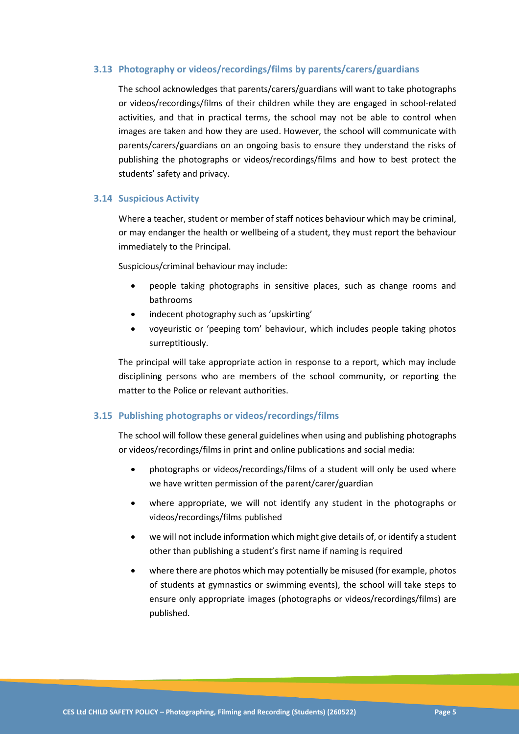### 3.13 Photography or videos/recordings/films by parents/carers/guardians

The school acknowledges that parents/carers/guardians will want to take photographs or videos/recordings/films of their children while they are engaged in school-related activities, and that in practical terms, the school may not be able to control when images are taken and how they are used. However, the school will communicate with parents/carers/guardians on an ongoing basis to ensure they understand the risks of publishing the photographs or videos/recordings/films and how to best protect the students' safety and privacy.

### 3.14 Suspicious Activity

Where a teacher, student or member of staff notices behaviour which may be criminal, or may endanger the health or wellbeing of a student, they must report the behaviour immediately to the Principal.

Suspicious/criminal behaviour may include:

- people taking photographs in sensitive places, such as change rooms and bathrooms
- indecent photography such as 'upskirting'
- voyeuristic or 'peeping tom' behaviour, which includes people taking photos surreptitiously.

The principal will take appropriate action in response to a report, which may include disciplining persons who are members of the school community, or reporting the matter to the Police or relevant authorities.

### 3.15 Publishing photographs or videos/recordings/films

The school will follow these general guidelines when using and publishing photographs or videos/recordings/films in print and online publications and social media:

- photographs or videos/recordings/films of a student will only be used where we have written permission of the parent/carer/guardian
- where appropriate, we will not identify any student in the photographs or videos/recordings/films published
- we will not include information which might give details of, or identify a student other than publishing a student's first name if naming is required
- where there are photos which may potentially be misused (for example, photos of students at gymnastics or swimming events), the school will take steps to ensure only appropriate images (photographs or videos/recordings/films) are published.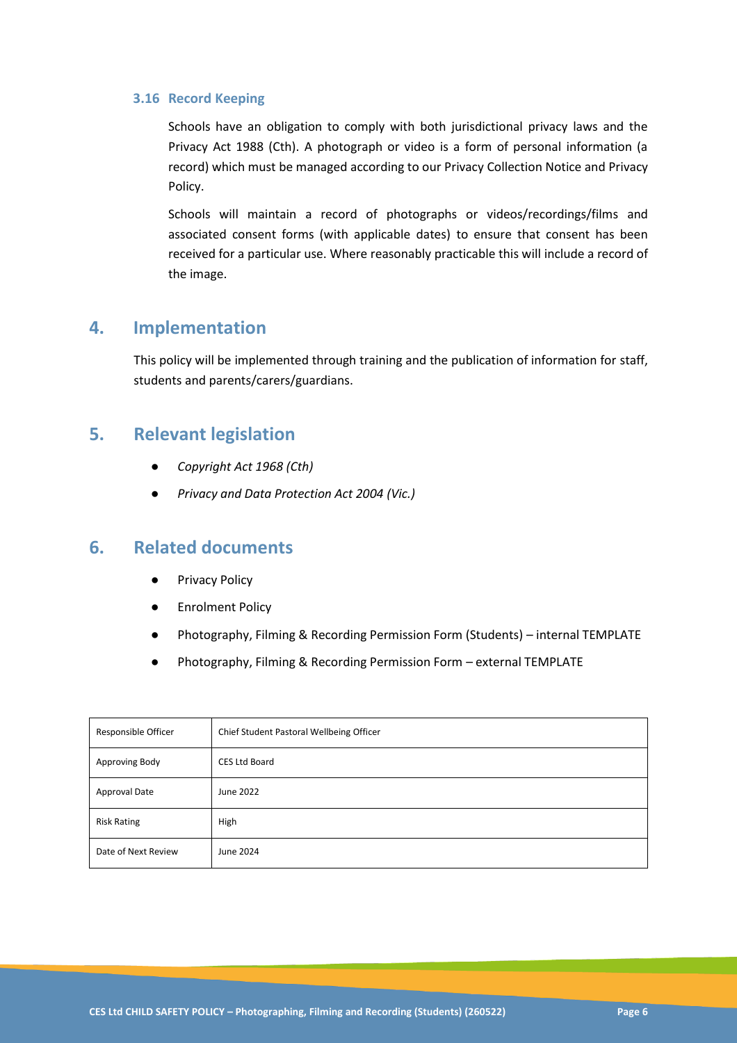### 3.16 Record Keeping

Schools have an obligation to comply with both jurisdictional privacy laws and the Privacy Act 1988 (Cth). A photograph or video is a form of personal information (a record) which must be managed according to our Privacy Collection Notice and Privacy Policy.

Schools will maintain a record of photographs or videos/recordings/films and associated consent forms (with applicable dates) to ensure that consent has been received for a particular use. Where reasonably practicable this will include a record of the image.

## 4. Implementation

This policy will be implemented through training and the publication of information for staff, students and parents/carers/guardians.

## 5. Relevant legislation

- *Copyright Act 1968 (Cth)*
- *Privacy and Data Protection Act 2004 (Vic.)*

## 6. Related documents

- Privacy Policy
- Enrolment Policy
- Photography, Filming & Recording Permission Form (Students) – internal TEMPLATE
- Photography, Filming & Recording Permission Form – external TEMPLATE

| | |
|---|---|
| Responsible Officer | Chief Student Pastoral Wellbeing Officer |
| Approving Body | CES Ltd Board |
| Approval Date | June 2022 |
| Risk Rating | High |
| Date of Next Review | June 2024 |